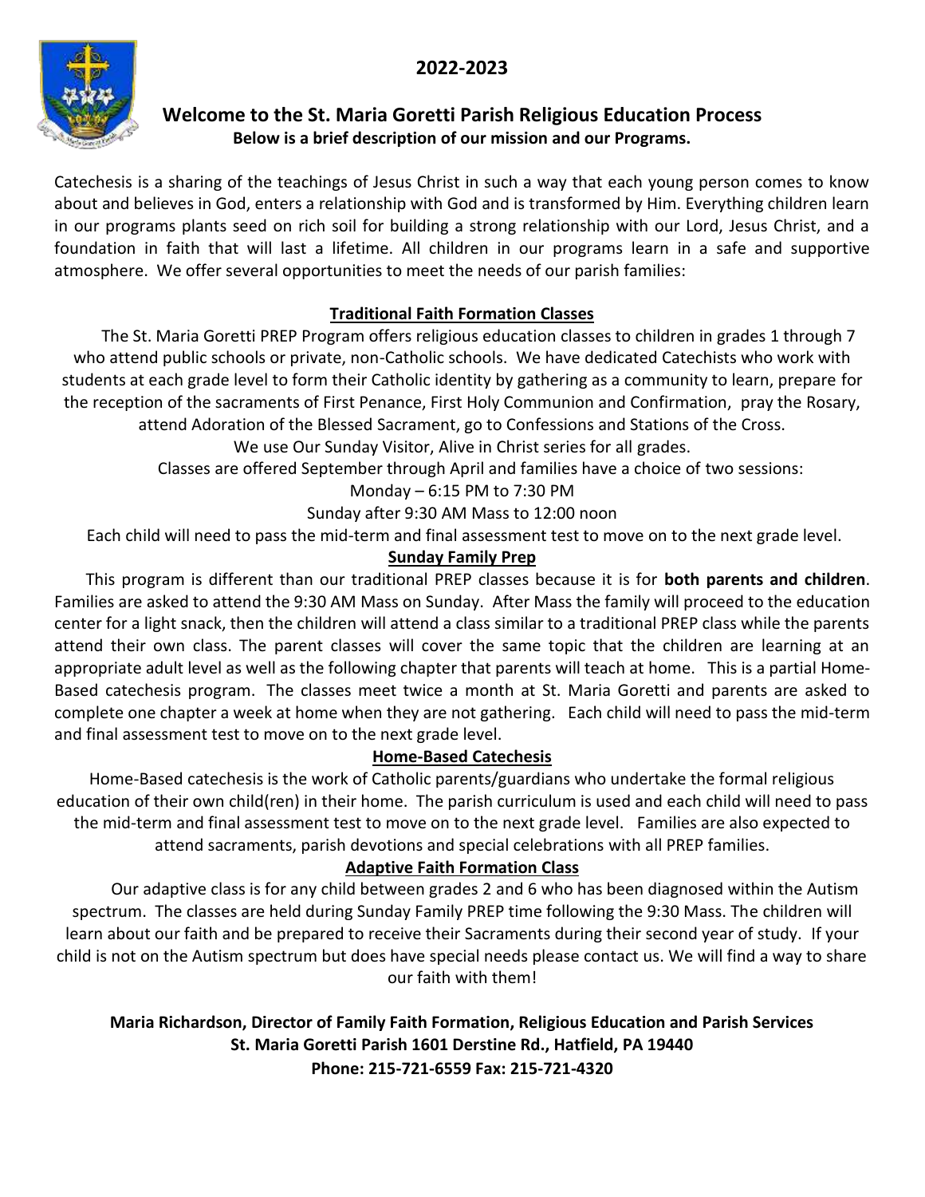## 2022-2023

# Welcome to the St. Maria Goretti Parish Religious Education Process

**Below is a brief description of our mission and our Programs.**

Catechesis is a sharing of the teachings of Jesus Christ in such a way that each young person comes to know about and believes in God, enters a relationship with God and is transformed by Him. Everything children learn in our programs plants seed on rich soil for building a strong relationship with our Lord, Jesus Christ, and a foundation in faith that will last a lifetime. All children in our programs learn in a safe and supportive atmosphere. We offer several opportunities to meet the needs of our parish families:

## Traditional Faith Formation Classes

The St. Maria Goretti PREP Program offers religious education classes to children in grades 1 through 7 who attend public schools or private, non-Catholic schools. We have dedicated Catechists who work with students at each grade level to form their Catholic identity by gathering as a community to learn, prepare for the reception of the sacraments of First Penance, First Holy Communion and Confirmation, pray the Rosary, attend Adoration of the Blessed Sacrament, go to Confessions and Stations of the Cross.

We use Our Sunday Visitor, Alive in Christ series for all grades.

Classes are offered September through April and families have a choice of two sessions:

Monday – 6:15 PM to 7:30 PM

Sunday after 9:30 AM Mass to 12:00 noon

Each child will need to pass the mid-term and final assessment test to move on to the next grade level.

## Sunday Family Prep

This program is different than our traditional PREP classes because it is for **both parents and children**. Families are asked to attend the 9:30 AM Mass on Sunday. After Mass the family will proceed to the education center for a light snack, then the children will attend a class similar to a traditional PREP class while the parents attend their own class. The parent classes will cover the same topic that the children are learning at an appropriate adult level as well as the following chapter that parents will teach at home. This is a partial Home-Based catechesis program. The classes meet twice a month at St. Maria Goretti and parents are asked to complete one chapter a week at home when they are not gathering. Each child will need to pass the mid-term and final assessment test to move on to the next grade level.

## Home-Based Catechesis

Home-Based catechesis is the work of Catholic parents/guardians who undertake the formal religious education of their own child(ren) in their home. The parish curriculum is used and each child will need to pass the mid-term and final assessment test to move on to the next grade level. Families are also expected to attend sacraments, parish devotions and special celebrations with all PREP families.

## Adaptive Faith Formation Class

Our adaptive class is for any child between grades 2 and 6 who has been diagnosed within the Autism spectrum. The classes are held during Sunday Family PREP time following the 9:30 Mass. The children will learn about our faith and be prepared to receive their Sacraments during their second year of study. If your child is not on the Autism spectrum but does have special needs please contact us. We will find a way to share our faith with them!

**Maria Richardson, Director of Family Faith Formation, Religious Education and Parish Services**
**St. Maria Goretti Parish 1601 Derstine Rd., Hatfield, PA 19440**
**Phone: 215-721-6559 Fax: 215-721-4320**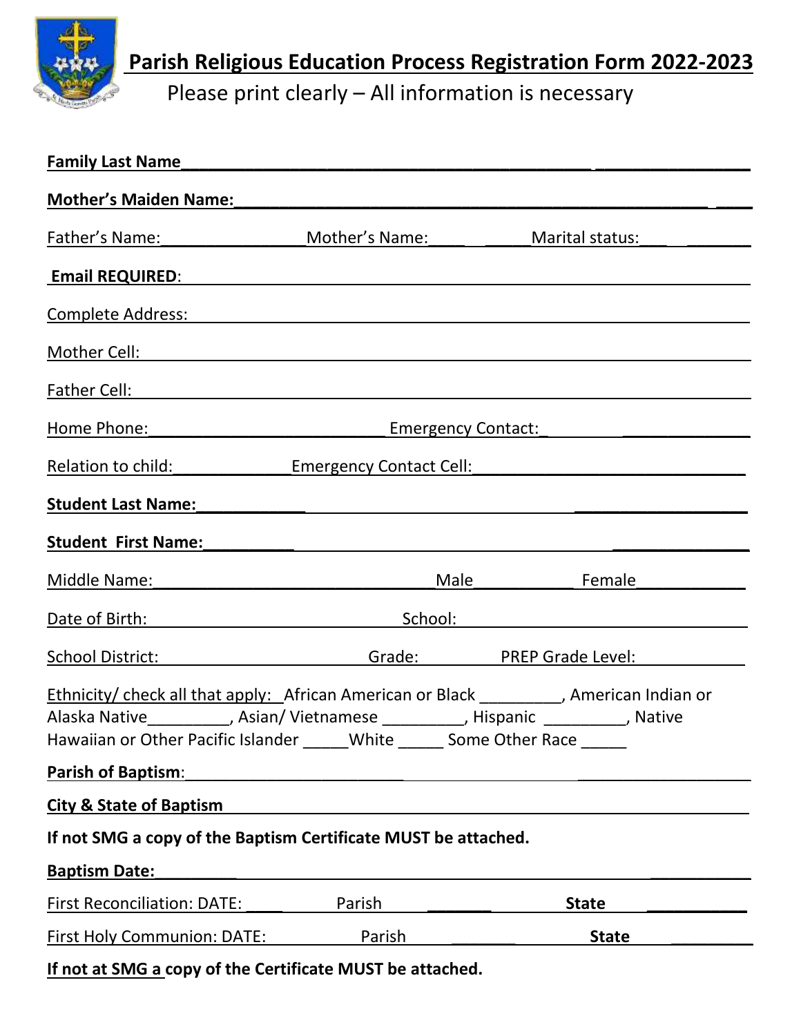## Parish Religious Education Process Registration Form 2022-2023

Please print clearly – All information is necessary

**Family Last Name**\_\_\_\_\_\_\_\_\_\_\_\_\_\_\_\_\_\_\_\_\_\_\_\_\_\_\_\_\_\_\_\_\_\_\_\_\_\_\_\_\_\_\_\_

**Mother's Maiden Name:**\_\_\_\_\_\_\_\_\_\_\_\_\_\_\_\_\_\_\_\_\_\_\_\_\_\_\_\_\_\_\_\_\_\_\_\_\_\_\_\_\_\_\_\_

Father's Name:\_\_\_\_\_\_\_\_\_\_\_\_\_\_\_ Mother's Name:\_\_\_\_\_\_\_\_\_\_ Marital status:\_\_\_\_\_\_\_\_\_\_

**Email REQUIRED**:\_\_\_\_\_\_\_\_\_\_\_\_\_\_\_\_\_\_\_\_\_\_\_\_\_\_\_\_\_\_\_\_\_\_\_\_\_\_\_\_\_\_\_\_

Complete Address:\_\_\_\_\_\_\_\_\_\_\_\_\_\_\_\_\_\_\_\_\_\_\_\_\_\_\_\_\_\_\_\_\_\_\_\_\_\_\_\_\_\_\_\_

Mother Cell:\_\_\_\_\_\_\_\_\_\_\_\_\_\_\_\_\_\_\_\_\_\_\_\_\_\_\_\_\_\_\_\_\_\_\_\_\_\_\_\_\_\_\_\_

Father Cell:\_\_\_\_\_\_\_\_\_\_\_\_\_\_\_\_\_\_\_\_\_\_\_\_\_\_\_\_\_\_\_\_\_\_\_\_\_\_\_\_\_\_\_\_

Home Phone:\_\_\_\_\_\_\_\_\_\_\_\_\_\_\_\_\_\_\_\_\_\_\_\_\_ Emergency Contact:\_\_\_\_\_\_\_\_\_\_\_\_\_\_\_\_\_\_\_\_\_\_

Relation to child:\_\_\_\_\_\_\_\_\_\_\_\_\_ Emergency Contact Cell:\_\_\_\_\_\_\_\_\_\_\_\_\_\_\_\_\_\_\_\_\_\_\_\_\_\_\_\_\_\_

**Student Last Name:**\_\_\_\_\_\_\_\_\_\_\_\_\_\_\_\_\_\_\_\_\_\_\_\_\_\_\_\_\_\_\_\_\_\_\_\_\_\_\_\_\_\_\_\_

**Student First Name:**\_\_\_\_\_\_\_\_\_\_\_\_\_\_\_\_\_\_\_\_\_\_\_\_\_\_\_\_\_\_\_\_\_\_\_\_\_\_\_\_\_\_\_\_

Middle Name:\_\_\_\_\_\_\_\_\_\_\_\_\_\_\_\_\_\_\_\_\_\_\_\_\_\_\_\_\_\_ Male\_\_\_\_\_\_\_\_\_\_\_ Female\_\_\_\_\_\_\_\_\_\_\_\_

Date of Birth:\_\_\_\_\_\_\_\_\_\_\_\_\_\_\_\_\_\_\_\_\_\_\_\_\_\_\_\_ School:\_\_\_\_\_\_\_\_\_\_\_\_\_\_\_\_\_\_\_\_\_\_\_\_\_\_\_\_\_\_

School District:\_\_\_\_\_\_\_\_\_\_\_\_\_\_\_\_\_\_\_\_\_\_\_ Grade:\_\_\_\_\_\_\_\_\_\_ PREP Grade Level:\_\_\_\_\_\_\_\_\_\_\_\_

Ethnicity/ check all that apply: African American or Black \_\_\_\_\_\_\_\_\_, American Indian or Alaska Native\_\_\_\_\_\_\_\_\_, Asian/ Vietnamese \_\_\_\_\_\_\_\_\_, Hispanic \_\_\_\_\_\_\_\_\_, Native Hawaiian or Other Pacific Islander \_\_\_\_\_White \_\_\_\_\_ Some Other Race \_\_\_\_\_

**Parish of Baptism**:\_\_\_\_\_\_\_\_\_\_\_\_\_\_\_\_\_\_\_\_\_\_\_\_\_\_\_\_\_\_\_\_\_\_\_\_\_\_\_\_\_\_\_\_

**City & State of Baptism**\_\_\_\_\_\_\_\_\_\_\_\_\_\_\_\_\_\_\_\_\_\_\_\_\_\_\_\_\_\_\_\_\_\_\_\_\_\_\_\_\_\_\_\_

**If not SMG a copy of the Baptism Certificate MUST be attached.**

**Baptism Date:**\_\_\_\_\_\_\_\_\_\_\_\_\_\_\_\_\_\_\_\_\_\_\_\_\_\_\_\_\_\_\_\_\_\_\_\_\_\_\_\_\_\_\_\_

First Reconciliation: DATE: \_\_\_\_\_\_\_\_ Parish \_\_\_\_\_\_\_\_\_\_\_\_\_\_ **State** \_\_\_\_\_\_\_\_\_\_\_\_

First Holy Communion: DATE:\_\_\_\_\_\_\_\_ Parish \_\_\_\_\_\_\_\_\_\_\_\_\_\_ **State** \_\_\_\_\_\_\_\_\_\_\_\_

**If not at SMG a copy of the Certificate MUST be attached.**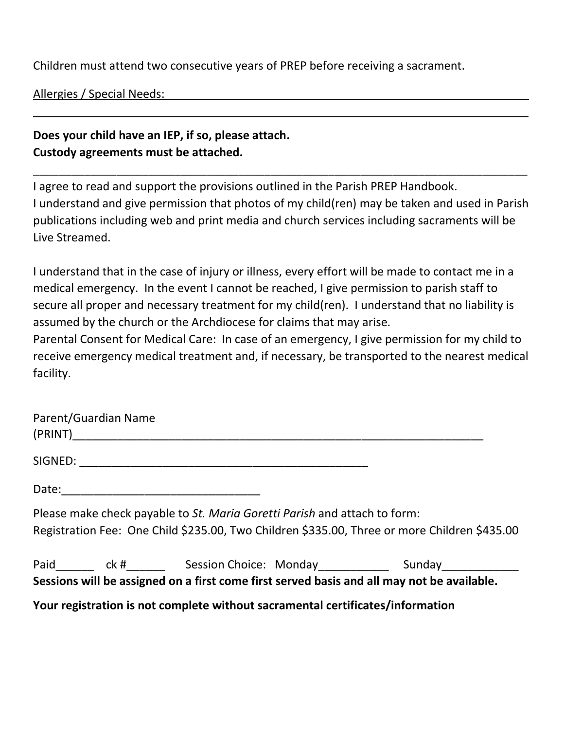Children must attend two consecutive years of PREP before receiving a sacrament.

Allergies / Special Needs: ______________________________________________________________

______________________________________________________________________________

**Does your child have an IEP, if so, please attach.**
**Custody agreements must be attached.**

______________________________________________________________________________

I agree to read and support the provisions outlined in the Parish PREP Handbook.
I understand and give permission that photos of my child(ren) may be taken and used in Parish publications including web and print media and church services including sacraments will be Live Streamed.

I understand that in the case of injury or illness, every effort will be made to contact me in a medical emergency. In the event I cannot be reached, I give permission to parish staff to secure all proper and necessary treatment for my child(ren). I understand that no liability is assumed by the church or the Archdiocese for claims that may arise.
Parental Consent for Medical Care: In case of an emergency, I give permission for my child to receive emergency medical treatment and, if necessary, be transported to the nearest medical facility.

Parent/Guardian Name
(PRINT)_________________________________________________________________

SIGNED: _____________________________________________

Date:______________________________

Please make check payable to *St. Maria Goretti Parish* and attach to form:
Registration Fee: One Child $235.00, Two Children $335.00, Three or more Children $435.00

Paid______ ck #______ Session Choice: Monday___________ Sunday____________

**Sessions will be assigned on a first come first served basis and all may not be available.**

**Your registration is not complete without sacramental certificates/information**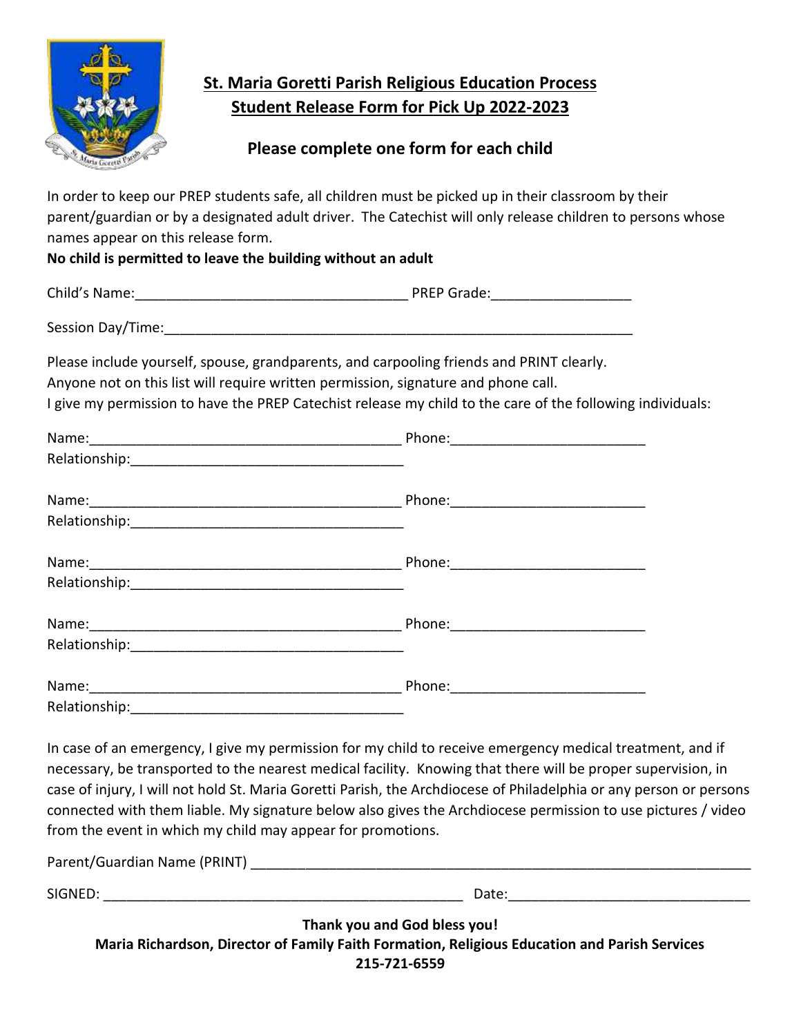## St. Maria Goretti Parish Religious Education Process
## Student Release Form for Pick Up 2022-2023

### Please complete one form for each child

In order to keep our PREP students safe, all children must be picked up in their classroom by their parent/guardian or by a designated adult driver. The Catechist will only release children to persons whose names appear on this release form.

**No child is permitted to leave the building without an adult**

Child's Name:__________________________________ PREP Grade:_________________

Session Day/Time:___________________________________________________________

Please include yourself, spouse, grandparents, and carpooling friends and PRINT clearly.
Anyone not on this list will require written permission, signature and phone call.
I give my permission to have the PREP Catechist release my child to the care of the following individuals:

Name:_______________________________________ Phone:________________________
Relationship:__________________________________

Name:_______________________________________ Phone:________________________
Relationship:__________________________________

Name:_______________________________________ Phone:________________________
Relationship:__________________________________

Name:_______________________________________ Phone:________________________
Relationship:__________________________________

Name:_______________________________________ Phone:________________________
Relationship:__________________________________

In case of an emergency, I give my permission for my child to receive emergency medical treatment, and if necessary, be transported to the nearest medical facility. Knowing that there will be proper supervision, in case of injury, I will not hold St. Maria Goretti Parish, the Archdiocese of Philadelphia or any person or persons connected with them liable. My signature below also gives the Archdiocese permission to use pictures / video from the event in which my child may appear for promotions.

Parent/Guardian Name (PRINT) ______________________________________________________________

SIGNED: _____________________________________________ Date:______________________________

**Thank you and God bless you!**
**Maria Richardson, Director of Family Faith Formation, Religious Education and Parish Services**
**215-721-6559**